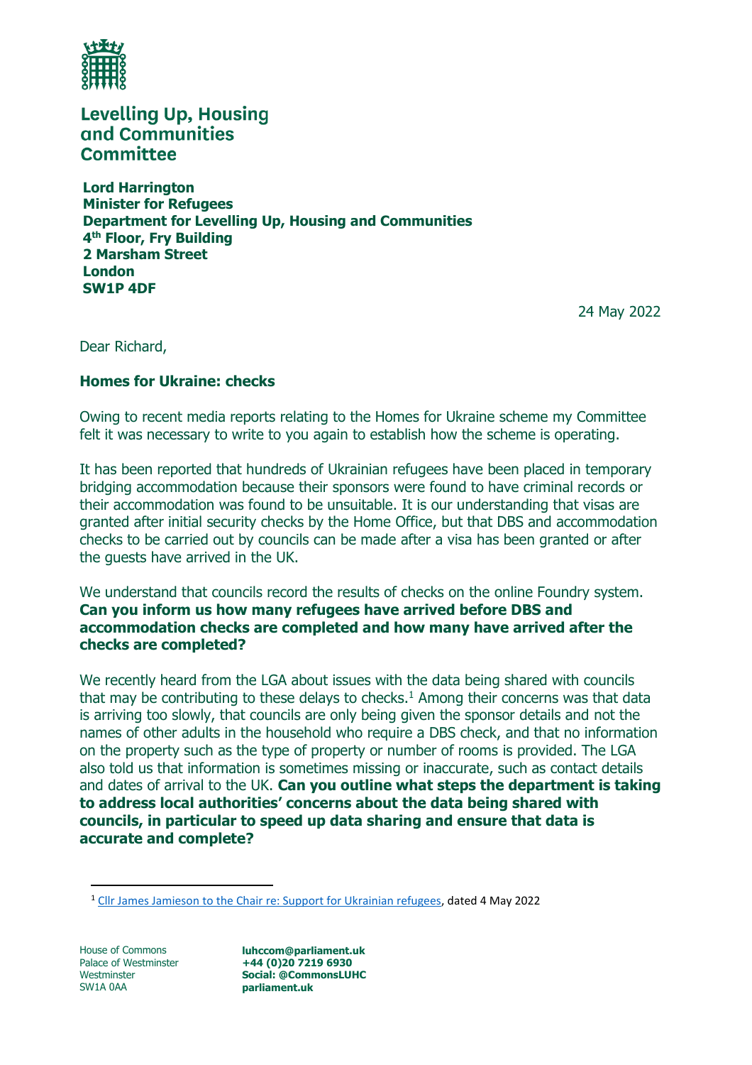**Levelling Up, Housing and Communities Committee**

**Lord Harrington**
**Minister for Refugees**
**Department for Levelling Up, Housing and Communities**
**4th Floor, Fry Building**
**2 Marsham Street**
**London**
**SW1P 4DF**

24 May 2022

Dear Richard,

**Homes for Ukraine: checks**

Owing to recent media reports relating to the Homes for Ukraine scheme my Committee felt it was necessary to write to you again to establish how the scheme is operating.

It has been reported that hundreds of Ukrainian refugees have been placed in temporary bridging accommodation because their sponsors were found to have criminal records or their accommodation was found to be unsuitable. It is our understanding that visas are granted after initial security checks by the Home Office, but that DBS and accommodation checks to be carried out by councils can be made after a visa has been granted or after the guests have arrived in the UK.

We understand that councils record the results of checks on the online Foundry system. **Can you inform us how many refugees have arrived before DBS and accommodation checks are completed and how many have arrived after the checks are completed?**

We recently heard from the LGA about issues with the data being shared with councils that may be contributing to these delays to checks.[1] Among their concerns was that data is arriving too slowly, that councils are only being given the sponsor details and not the names of other adults in the household who require a DBS check, and that no information on the property such as the type of property or number of rooms is provided. The LGA also told us that information is sometimes missing or inaccurate, such as contact details and dates of arrival to the UK. **Can you outline what steps the department is taking to address local authorities' concerns about the data being shared with councils, in particular to speed up data sharing and ensure that data is accurate and complete?**

[1] Cllr James Jamieson to the Chair re: Support for Ukrainian refugees, dated 4 May 2022

House of Commons
Palace of Westminster
Westminster
SW1A 0AA

**luhccom@parliament.uk**
**+44 (0)20 7219 6930**
**Social: @CommonsLUHC**
**parliament.uk**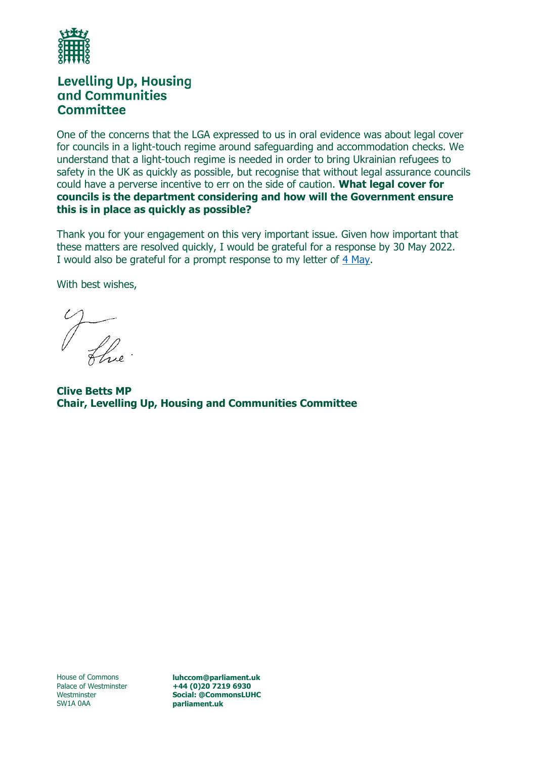**Levelling Up, Housing and Communities Committee**

One of the concerns that the LGA expressed to us in oral evidence was about legal cover for councils in a light-touch regime around safeguarding and accommodation checks. We understand that a light-touch regime is needed in order to bring Ukrainian refugees to safety in the UK as quickly as possible, but recognise that without legal assurance councils could have a perverse incentive to err on the side of caution. **What legal cover for councils is the department considering and how will the Government ensure this is in place as quickly as possible?**

Thank you for your engagement on this very important issue. Given how important that these matters are resolved quickly, I would be grateful for a response by 30 May 2022. I would also be grateful for a prompt response to my letter of [4 May](#).

With best wishes,

**Clive Betts MP**
**Chair, Levelling Up, Housing and Communities Committee**

House of Commons
Palace of Westminster
Westminster
SW1A 0AA

**luhccom@parliament.uk**
**+44 (0)20 7219 6930**
**Social: @CommonsLUHC**
**parliament.uk**